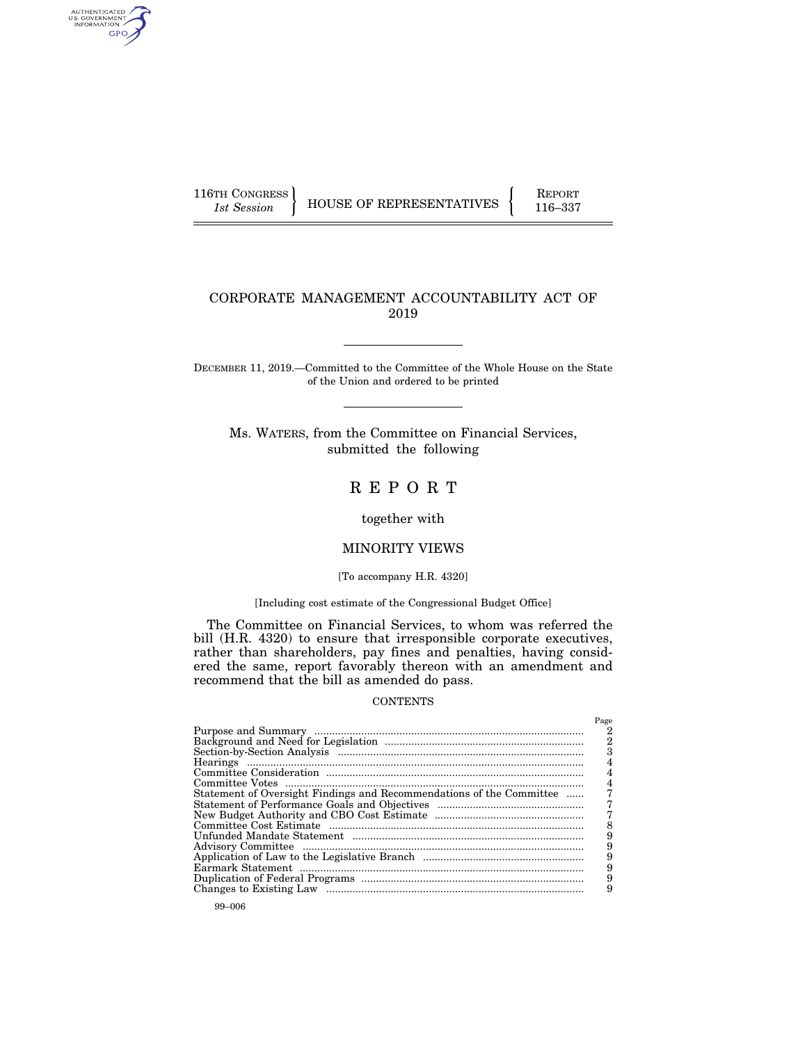116TH CONGRESS
*1st Session*

HOUSE OF REPRESENTATIVES

REPORT
116–337

# CORPORATE MANAGEMENT ACCOUNTABILITY ACT OF 2019

DECEMBER 11, 2019.—Committed to the Committee of the Whole House on the State of the Union and ordered to be printed

Ms. WATERS, from the Committee on Financial Services, submitted the following

# R E P O R T

together with

## MINORITY VIEWS

[To accompany H.R. 4320]

[Including cost estimate of the Congressional Budget Office]

The Committee on Financial Services, to whom was referred the bill (H.R. 4320) to ensure that irresponsible corporate executives, rather than shareholders, pay fines and penalties, having considered the same, report favorably thereon with an amendment and recommend that the bill as amended do pass.

CONTENTS

| | Page |
|---|---|
| Purpose and Summary | 2 |
| Background and Need for Legislation | 2 |
| Section-by-Section Analysis | 3 |
| Hearings | 4 |
| Committee Consideration | 4 |
| Committee Votes | 4 |
| Statement of Oversight Findings and Recommendations of the Committee | 7 |
| Statement of Performance Goals and Objectives | 7 |
| New Budget Authority and CBO Cost Estimate | 7 |
| Committee Cost Estimate | 8 |
| Unfunded Mandate Statement | 9 |
| Advisory Committee | 9 |
| Application of Law to the Legislative Branch | 9 |
| Earmark Statement | 9 |
| Duplication of Federal Programs | 9 |
| Changes to Existing Law | 9 |

99–006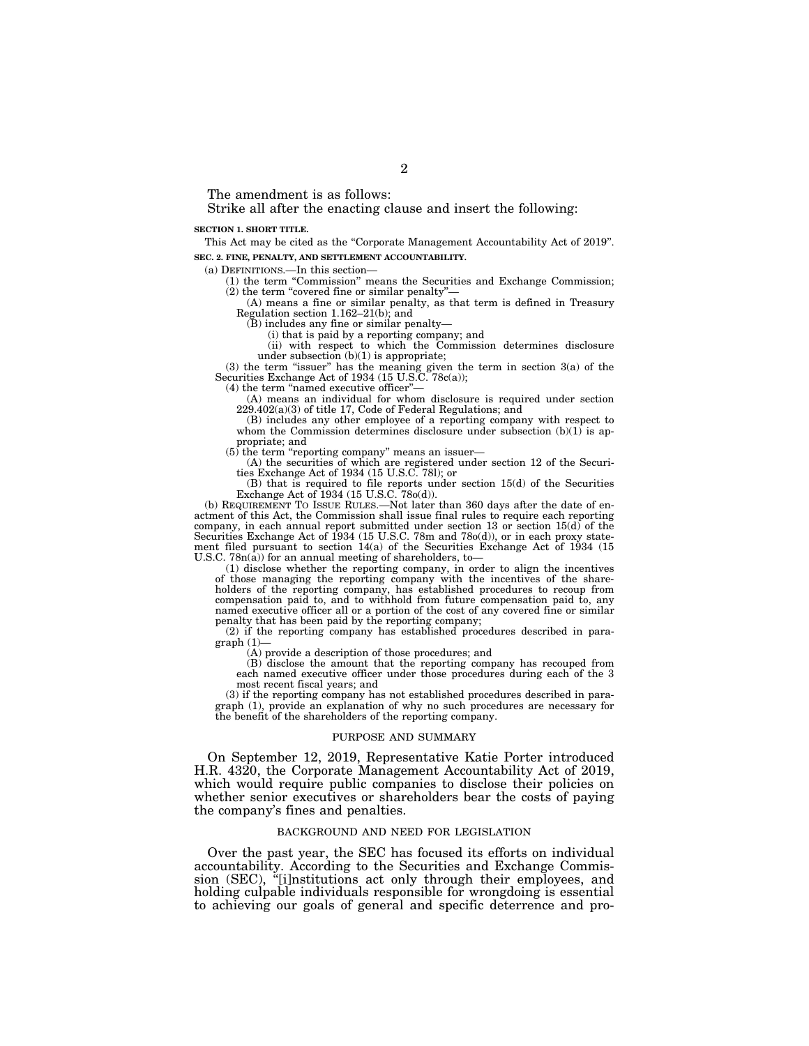The amendment is as follows:

Strike all after the enacting clause and insert the following:

**SECTION 1. SHORT TITLE.**

This Act may be cited as the "Corporate Management Accountability Act of 2019".

**SEC. 2. FINE, PENALTY, AND SETTLEMENT ACCOUNTABILITY.**

(a) DEFINITIONS.—In this section—

(1) the term "Commission" means the Securities and Exchange Commission;

(2) the term "covered fine or similar penalty"—

(A) means a fine or similar penalty, as that term is defined in Treasury Regulation section 1.162–21(b); and

(B) includes any fine or similar penalty—

(i) that is paid by a reporting company; and

(ii) with respect to which the Commission determines disclosure under subsection (b)(1) is appropriate;

(3) the term "issuer" has the meaning given the term in section 3(a) of the Securities Exchange Act of 1934 (15 U.S.C. 78c(a));

(4) the term "named executive officer"—

(A) means an individual for whom disclosure is required under section 229.402(a)(3) of title 17, Code of Federal Regulations; and

(B) includes any other employee of a reporting company with respect to whom the Commission determines disclosure under subsection (b)(1) is appropriate; and

(5) the term "reporting company" means an issuer—

(A) the securities of which are registered under section 12 of the Securities Exchange Act of 1934 (15 U.S.C. 78l); or

(B) that is required to file reports under section 15(d) of the Securities Exchange Act of 1934 (15 U.S.C. 78o(d)).

(b) REQUIREMENT TO ISSUE RULES.—Not later than 360 days after the date of enactment of this Act, the Commission shall issue final rules to require each reporting company, in each annual report submitted under section 13 or section 15(d) of the Securities Exchange Act of 1934 (15 U.S.C. 78m and 78o(d)), or in each proxy statement filed pursuant to section 14(a) of the Securities Exchange Act of 1934 (15 U.S.C. 78n(a)) for an annual meeting of shareholders, to—

(1) disclose whether the reporting company, in order to align the incentives of those managing the reporting company with the incentives of the shareholders of the reporting company, has established procedures to recoup from compensation paid to, and to withhold from future compensation paid to, any named executive officer all or a portion of the cost of any covered fine or similar penalty that has been paid by the reporting company;

(2) if the reporting company has established procedures described in paragraph (1)—

(A) provide a description of those procedures; and

(B) disclose the amount that the reporting company has recouped from each named executive officer under those procedures during each of the 3 most recent fiscal years; and

(3) if the reporting company has not established procedures described in paragraph (1), provide an explanation of why no such procedures are necessary for the benefit of the shareholders of the reporting company.

## PURPOSE AND SUMMARY

On September 12, 2019, Representative Katie Porter introduced H.R. 4320, the Corporate Management Accountability Act of 2019, which would require public companies to disclose their policies on whether senior executives or shareholders bear the costs of paying the company's fines and penalties.

## BACKGROUND AND NEED FOR LEGISLATION

Over the past year, the SEC has focused its efforts on individual accountability. According to the Securities and Exchange Commission (SEC), "[i]nstitutions act only through their employees, and holding culpable individuals responsible for wrongdoing is essential to achieving our goals of general and specific deterrence and pro-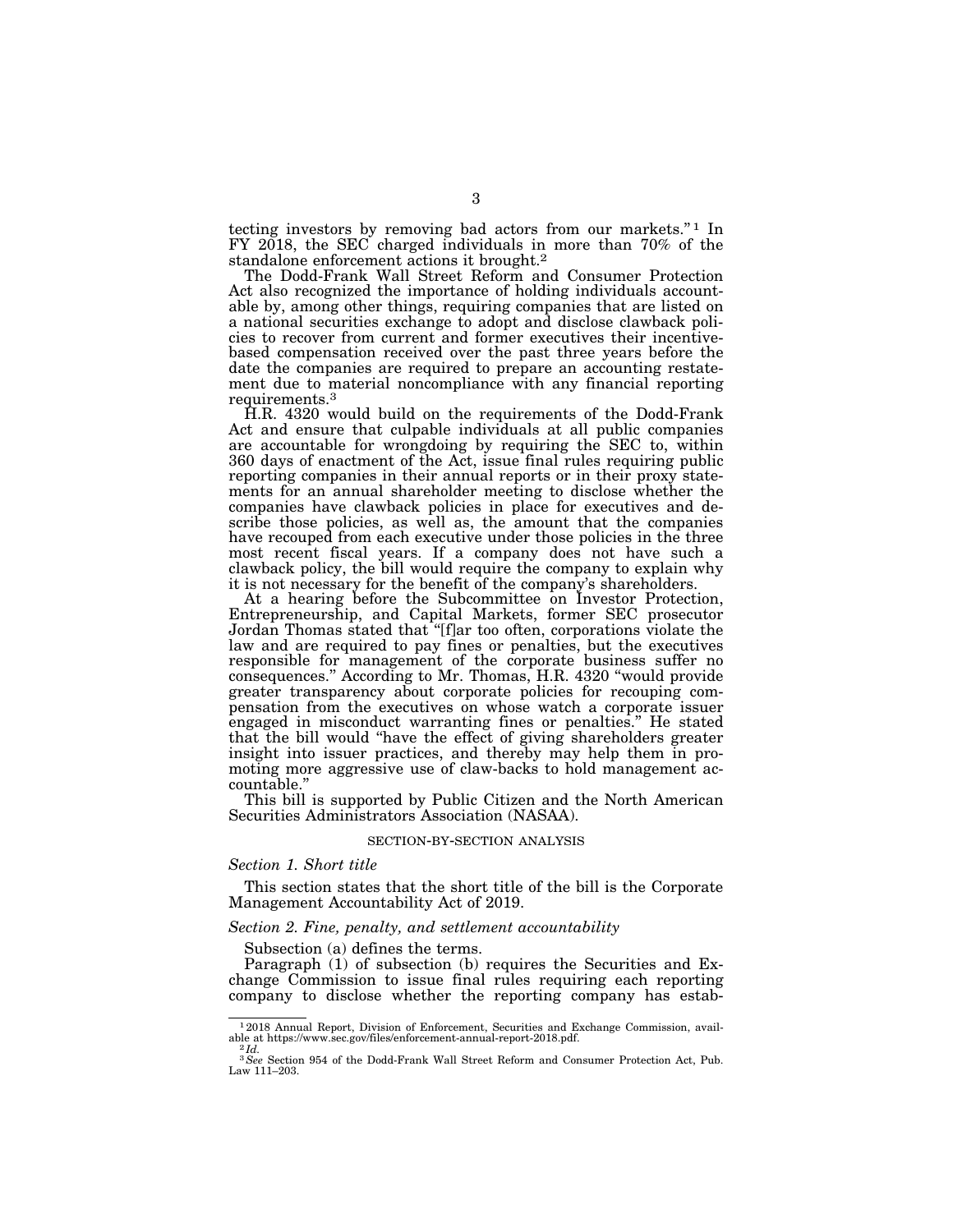tecting investors by removing bad actors from our markets."[1] In FY 2018, the SEC charged individuals in more than 70% of the standalone enforcement actions it brought.[2]

The Dodd-Frank Wall Street Reform and Consumer Protection Act also recognized the importance of holding individuals accountable by, among other things, requiring companies that are listed on a national securities exchange to adopt and disclose clawback policies to recover from current and former executives their incentive-based compensation received over the past three years before the date the companies are required to prepare an accounting restatement due to material noncompliance with any financial reporting requirements.[3]

H.R. 4320 would build on the requirements of the Dodd-Frank Act and ensure that culpable individuals at all public companies are accountable for wrongdoing by requiring the SEC to, within 360 days of enactment of the Act, issue final rules requiring public reporting companies in their annual reports or in their proxy statements for an annual shareholder meeting to disclose whether the companies have clawback policies in place for executives and describe those policies, as well as, the amount that the companies have recouped from each executive under those policies in the three most recent fiscal years. If a company does not have such a clawback policy, the bill would require the company to explain why it is not necessary for the benefit of the company's shareholders.

At a hearing before the Subcommittee on Investor Protection, Entrepreneurship, and Capital Markets, former SEC prosecutor Jordan Thomas stated that "[f]ar too often, corporations violate the law and are required to pay fines or penalties, but the executives responsible for management of the corporate business suffer no consequences." According to Mr. Thomas, H.R. 4320 "would provide greater transparency about corporate policies for recouping compensation from the executives on whose watch a corporate issuer engaged in misconduct warranting fines or penalties." He stated that the bill would "have the effect of giving shareholders greater insight into issuer practices, and thereby may help them in promoting more aggressive use of claw-backs to hold management accountable."

This bill is supported by Public Citizen and the North American Securities Administrators Association (NASAA).

## SECTION-BY-SECTION ANALYSIS

### *Section 1. Short title*

This section states that the short title of the bill is the Corporate Management Accountability Act of 2019.

### *Section 2. Fine, penalty, and settlement accountability*

Subsection (a) defines the terms.

Paragraph (1) of subsection (b) requires the Securities and Exchange Commission to issue final rules requiring each reporting company to disclose whether the reporting company has estab-

---

[1] 2018 Annual Report, Division of Enforcement, Securities and Exchange Commission, available at https://www.sec.gov/files/enforcement-annual-report-2018.pdf.

[2] *Id.*

[3] *See* Section 954 of the Dodd-Frank Wall Street Reform and Consumer Protection Act, Pub. Law 111–203.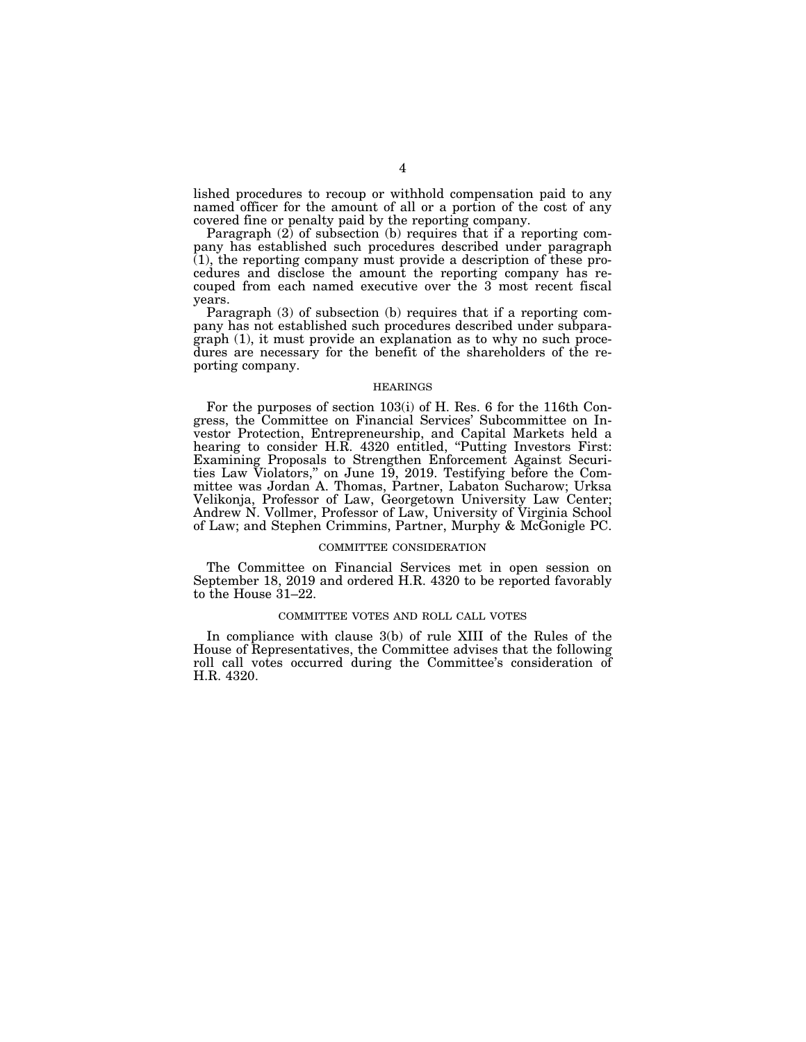lished procedures to recoup or withhold compensation paid to any named officer for the amount of all or a portion of the cost of any covered fine or penalty paid by the reporting company.

Paragraph (2) of subsection (b) requires that if a reporting company has established such procedures described under paragraph (1), the reporting company must provide a description of these procedures and disclose the amount the reporting company has recouped from each named executive over the 3 most recent fiscal years.

Paragraph (3) of subsection (b) requires that if a reporting company has not established such procedures described under subparagraph (1), it must provide an explanation as to why no such procedures are necessary for the benefit of the shareholders of the reporting company.

## HEARINGS

For the purposes of section 103(i) of H. Res. 6 for the 116th Congress, the Committee on Financial Services' Subcommittee on Investor Protection, Entrepreneurship, and Capital Markets held a hearing to consider H.R. 4320 entitled, "Putting Investors First: Examining Proposals to Strengthen Enforcement Against Securities Law Violators," on June 19, 2019. Testifying before the Committee was Jordan A. Thomas, Partner, Labaton Sucharow; Urksa Velikonja, Professor of Law, Georgetown University Law Center; Andrew N. Vollmer, Professor of Law, University of Virginia School of Law; and Stephen Crimmins, Partner, Murphy & McGonigle PC.

## COMMITTEE CONSIDERATION

The Committee on Financial Services met in open session on September 18, 2019 and ordered H.R. 4320 to be reported favorably to the House 31–22.

## COMMITTEE VOTES AND ROLL CALL VOTES

In compliance with clause 3(b) of rule XIII of the Rules of the House of Representatives, the Committee advises that the following roll call votes occurred during the Committee's consideration of H.R. 4320.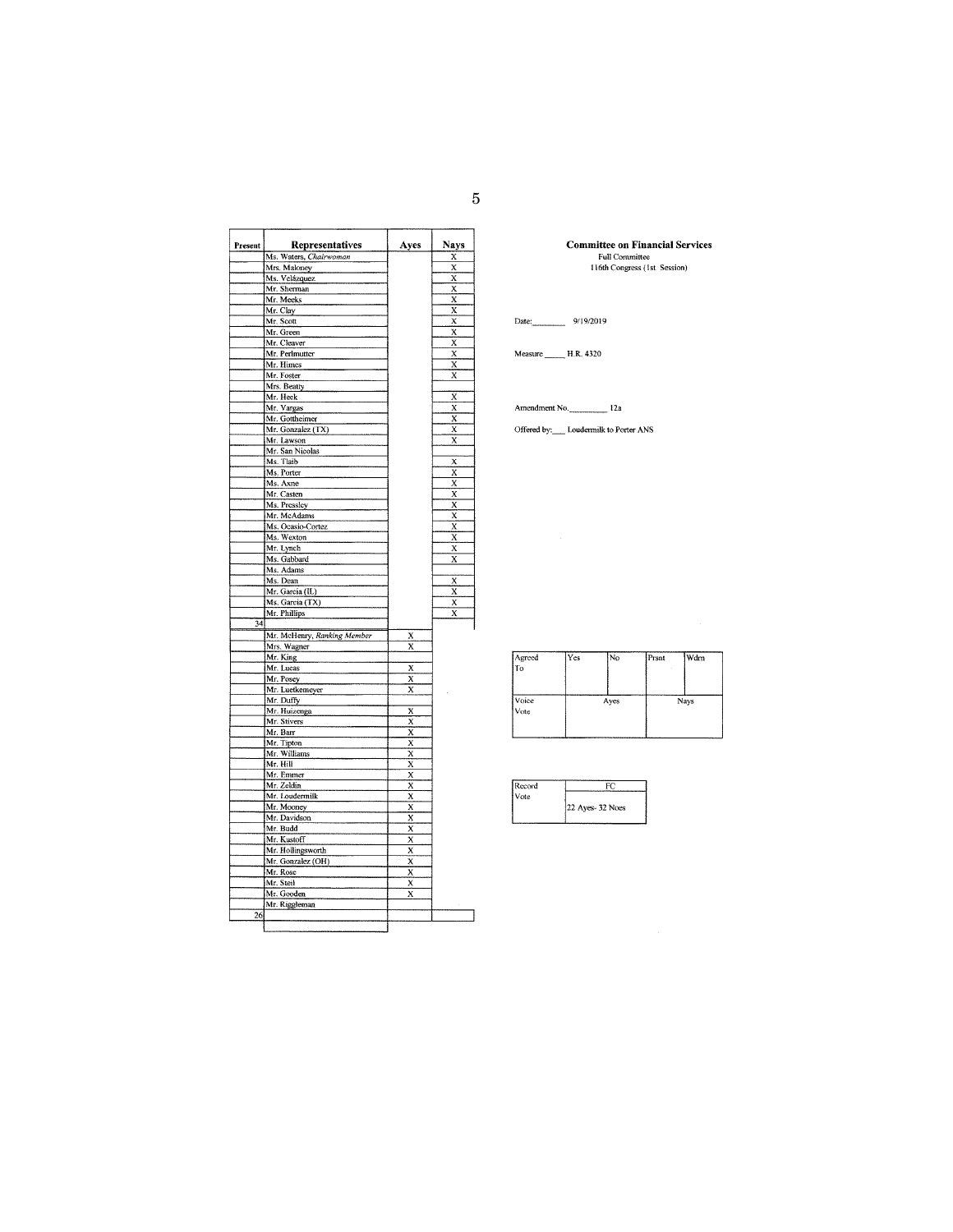**Committee on Financial Services**
Full Committee
116th Congress (1st Session)

Date: 9/19/2019

Measure H.R. 4320

Amendment No. 12a

Offered by: Loudermilk to Porter ANS

| Present | Representatives | Ayes | Nays |
|---|---|---|---|
| | Ms. Waters, *Chairwoman* | | X |
| | Mrs. Maloney | | X |
| | Ms. Velázquez | | X |
| | Mr. Sherman | | X |
| | Mr. Meeks | | X |
| | Mr. Clay | | X |
| | Mr. Scott | | X |
| | Mr. Green | | X |
| | Mr. Cleaver | | X |
| | Mr. Perlmutter | | X |
| | Mr. Himes | | X |
| | Mr. Foster | | X |
| | Mrs. Beatty | | |
| | Mr. Heck | | X |
| | Mr. Vargas | | X |
| | Mr. Gottheimer | | X |
| | Mr. Gonzalez (TX) | | X |
| | Mr. Lawson | | X |
| | Mr. San Nicolas | | |
| | Ms. Tlaib | | X |
| | Ms. Porter | | X |
| | Ms. Axne | | X |
| | Mr. Casten | | X |
| | Ms. Pressley | | X |
| | Mr. McAdams | | X |
| | Ms. Ocasio-Cortez | | X |
| | Ms. Wexton | | X |
| | Mr. Lynch | | X |
| | Ms. Gabbard | | X |
| | Ms. Adams | | |
| | Ms. Dean | | X |
| | Mr. Garcia (IL) | | X |
| | Ms. Garcia (TX) | | X |
| | Mr. Phillips | | X |
| 34 | | | |
| | Mr. McHenry, *Ranking Member* | X | |
| | Mrs. Wagner | X | |
| | Mr. King | | |
| | Mr. Lucas | X | |
| | Mr. Posey | X | |
| | Mr. Luetkemeyer | X | |
| | Mr. Duffy | | |
| | Mr. Huizenga | X | |
| | Mr. Stivers | X | |
| | Mr. Barr | X | |
| | Mr. Tipton | X | |
| | Mr. Williams | X | |
| | Mr. Hill | X | |
| | Mr. Emmer | X | |
| | Mr. Zeldin | X | |
| | Mr. Loudermilk | X | |
| | Mr. Mooney | X | |
| | Mr. Davidson | X | |
| | Mr. Budd | X | |
| | Mr. Kustoff | X | |
| | Mr. Hollingsworth | X | |
| | Mr. Gonzalez (OH) | X | |
| | Mr. Rose | X | |
| | Mr. Steil | X | |
| | Mr. Gooden | X | |
| | Mr. Riggleman | | |
| 26 | | | |

| Agreed To | Yes | No | Prsnt | Wdrn |
|---|---|---|---|---|
| | | | | |
| Voice Vote | Ayes | | Nays | |

| Record Vote | FC |
|---|---|
| | 22 Ayes- 32 Noes |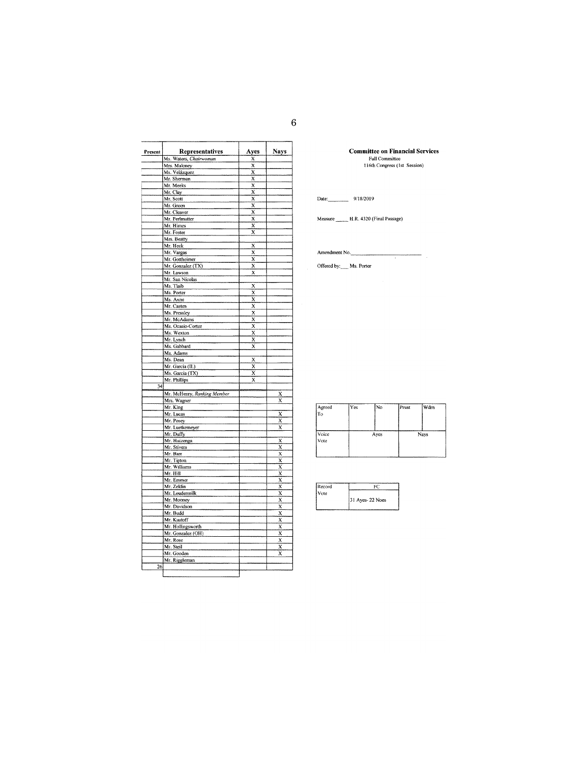| Present | Representatives | Ayes | Nays |
|---|---|---|---|
| | Ms. Waters, *Chairwoman* | X | |
| | Mrs. Maloney | X | |
| | Ms. Velázquez | X | |
| | Mr. Sherman | X | |
| | Mr. Meeks | X | |
| | Mr. Clay | X | |
| | Mr. Scott | X | |
| | Mr. Green | X | |
| | Mr. Cleaver | X | |
| | Mr. Perlmutter | X | |
| | Mr. Himes | X | |
| | Mr. Foster | X | |
| | Mrs. Beatty | | |
| | Mr. Heck | X | |
| | Mr. Vargas | X | |
| | Mr. Gottheimer | X | |
| | Mr. Gonzalez (TX) | X | |
| | Mr. Lawson | X | |
| | Mr. San Nicolas | | |
| | Ms. Tlaib | X | |
| | Ms. Porter | X | |
| | Ms. Axne | X | |
| | Mr. Casten | X | |
| | Ms. Pressley | X | |
| | Mr. McAdams | X | |
| | Ms. Ocasio-Cortez | X | |
| | Ms. Wexton | X | |
| | Mr. Lynch | X | |
| | Ms. Gabbard | X | |
| | Ms. Adams | | |
| | Ms. Dean | X | |
| | Mr. Garcia (IL) | X | |
| | Ms. Garcia (TX) | X | |
| | Mr. Phillips | X | |
| 34 | | | |
| | Mr. McHenry, *Ranking Member* | | X |
| | Mrs. Wagner | | X |
| | Mr. King | | |
| | Mr. Lucas | | X |
| | Mr. Posey | | X |
| | Mr. Luetkemeyer | | X |
| | Mr. Duffy | | |
| | Mr. Huizenga | | X |
| | Mr. Stivers | | X |
| | Mr. Barr | | X |
| | Mr. Tipton | | X |
| | Mr. Williams | | X |
| | Mr. Hill | | X |
| | Mr. Emmer | | X |
| | Mr. Zeldin | | X |
| | Mr. Loudermilk | | X |
| | Mr. Mooney | | X |
| | Mr. Davidson | | X |
| | Mr. Budd | | X |
| | Mr. Kustoff | | X |
| | Mr. Hollingsworth | | X |
| | Mr. Gonzalez (OH) | | X |
| | Mr. Rose | | X |
| | Mr. Steil | | X |
| | Mr. Gooden | | X |
| | Mr. Riggleman | | |
| 26 | | | |

**Committee on Financial Services**
Full Committee
116th Congress (1st Session)

Date: 9/18/2019

Measure H.R. 4320 (Final Passage)

Amendment No.

Offered by: Ms. Porter

| Agreed To | Yes | No | Prsnt | Wdrn |
|---|---|---|---|---|
| | | | | |

| Voice Vote | Ayes | Nays |
|---|---|---|
| | | |

| Record Vote | FC |
|---|---|
| | 31 Ayes- 22 Noes |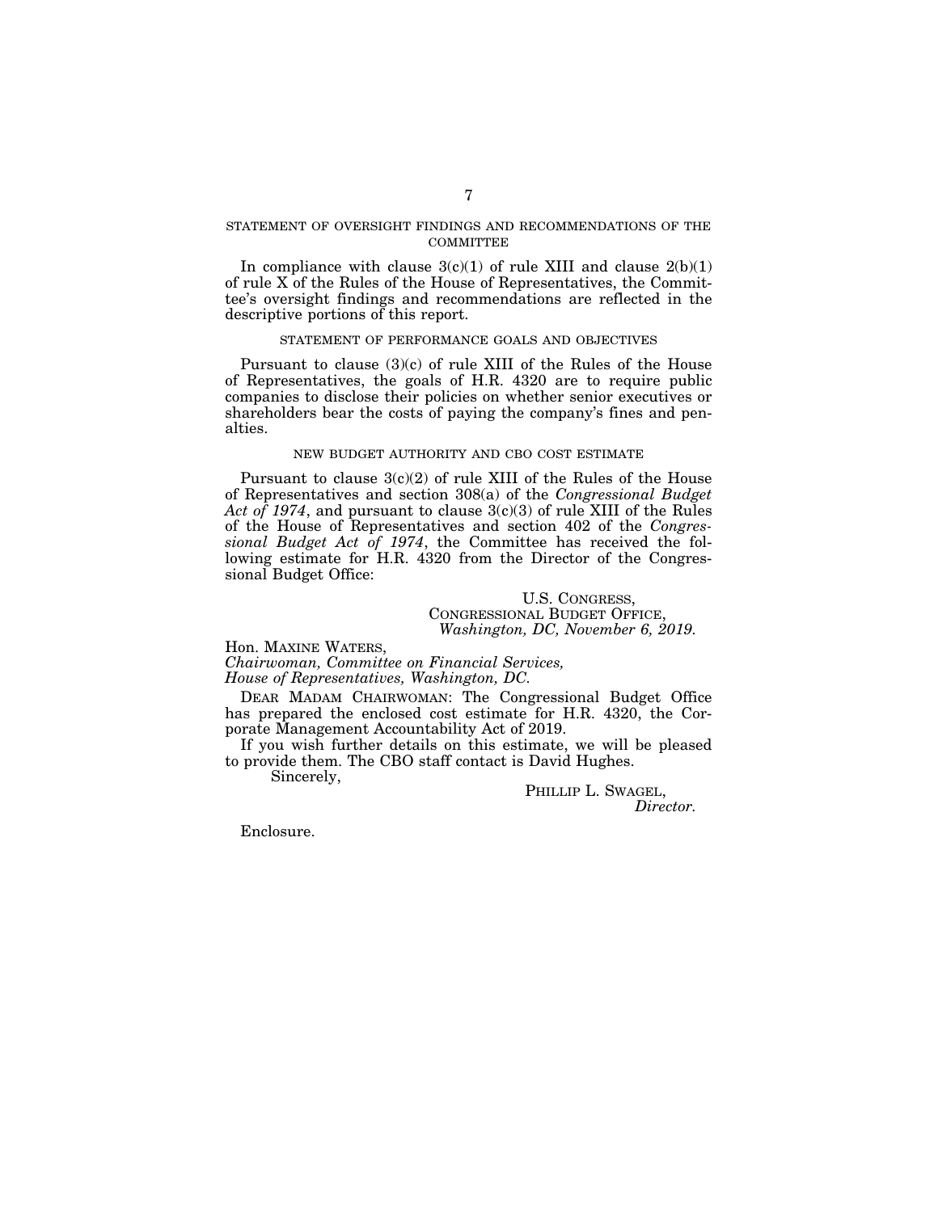## STATEMENT OF OVERSIGHT FINDINGS AND RECOMMENDATIONS OF THE COMMITTEE

In compliance with clause 3(c)(1) of rule XIII and clause 2(b)(1) of rule X of the Rules of the House of Representatives, the Committee's oversight findings and recommendations are reflected in the descriptive portions of this report.

## STATEMENT OF PERFORMANCE GOALS AND OBJECTIVES

Pursuant to clause (3)(c) of rule XIII of the Rules of the House of Representatives, the goals of H.R. 4320 are to require public companies to disclose their policies on whether senior executives or shareholders bear the costs of paying the company's fines and penalties.

## NEW BUDGET AUTHORITY AND CBO COST ESTIMATE

Pursuant to clause 3(c)(2) of rule XIII of the Rules of the House of Representatives and section 308(a) of the *Congressional Budget Act of 1974*, and pursuant to clause 3(c)(3) of rule XIII of the Rules of the House of Representatives and section 402 of the *Congressional Budget Act of 1974*, the Committee has received the following estimate for H.R. 4320 from the Director of the Congressional Budget Office:

U.S. CONGRESS,
CONGRESSIONAL BUDGET OFFICE,
*Washington, DC, November 6, 2019.*

Hon. MAXINE WATERS,
*Chairwoman, Committee on Financial Services,*
*House of Representatives, Washington, DC.*

DEAR MADAM CHAIRWOMAN: The Congressional Budget Office has prepared the enclosed cost estimate for H.R. 4320, the Corporate Management Accountability Act of 2019.

If you wish further details on this estimate, we will be pleased to provide them. The CBO staff contact is David Hughes.

Sincerely,

PHILLIP L. SWAGEL,
*Director.*

Enclosure.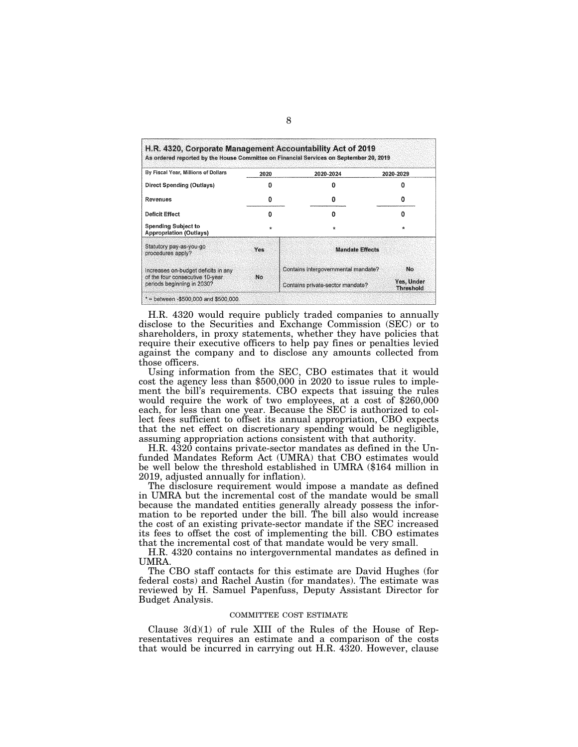**H.R. 4320, Corporate Management Accountability Act of 2019**
As ordered reported by the House Committee on Financial Services on September 20, 2019

| By Fiscal Year, Millions of Dollars | 2020 | 2020-2024 | 2020-2029 |
|---|---|---|---|
| Direct Spending (Outlays) | 0 | 0 | 0 |
| Revenues | 0 | 0 | 0 |
| Deficit Effect | 0 | 0 | 0 |
| Spending Subject to Appropriation (Outlays) | * | * | * |

| | | Mandate Effects | |
|---|---|---|---|
| Statutory pay-as-you-go procedures apply? | Yes | | |
| Increases on-budget deficits in any of the four consecutive 10-year periods beginning in 2030? | No | Contains intergovernmental mandate? | No |
| | | Contains private-sector mandate? | Yes, Under Threshold |

\* = between -$500,000 and $500,000.

H.R. 4320 would require publicly traded companies to annually disclose to the Securities and Exchange Commission (SEC) or to shareholders, in proxy statements, whether they have policies that require their executive officers to help pay fines or penalties levied against the company and to disclose any amounts collected from those officers.

Using information from the SEC, CBO estimates that it would cost the agency less than $500,000 in 2020 to issue rules to implement the bill's requirements. CBO expects that issuing the rules would require the work of two employees, at a cost of $260,000 each, for less than one year. Because the SEC is authorized to collect fees sufficient to offset its annual appropriation, CBO expects that the net effect on discretionary spending would be negligible, assuming appropriation actions consistent with that authority.

H.R. 4320 contains private-sector mandates as defined in the Unfunded Mandates Reform Act (UMRA) that CBO estimates would be well below the threshold established in UMRA ($164 million in 2019, adjusted annually for inflation).

The disclosure requirement would impose a mandate as defined in UMRA but the incremental cost of the mandate would be small because the mandated entities generally already possess the information to be reported under the bill. The bill also would increase the cost of an existing private-sector mandate if the SEC increased its fees to offset the cost of implementing the bill. CBO estimates that the incremental cost of that mandate would be very small.

H.R. 4320 contains no intergovernmental mandates as defined in UMRA.

The CBO staff contacts for this estimate are David Hughes (for federal costs) and Rachel Austin (for mandates). The estimate was reviewed by H. Samuel Papenfuss, Deputy Assistant Director for Budget Analysis.

## COMMITTEE COST ESTIMATE

Clause 3(d)(1) of rule XIII of the Rules of the House of Representatives requires an estimate and a comparison of the costs that would be incurred in carrying out H.R. 4320. However, clause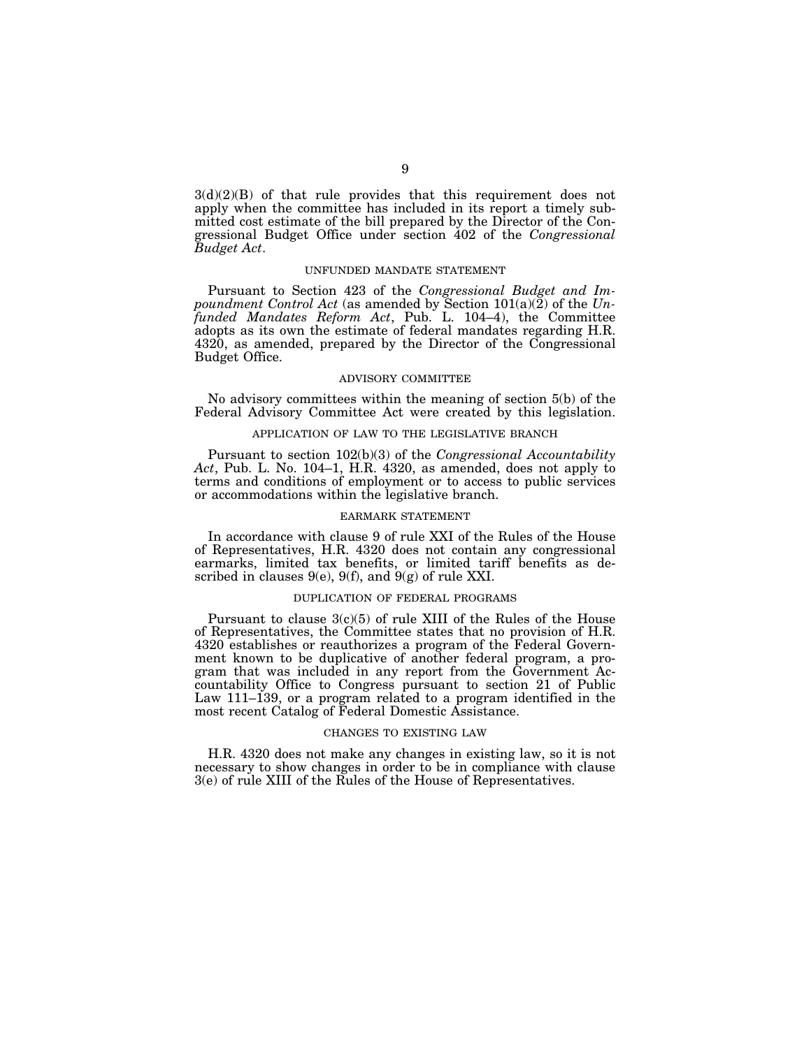3(d)(2)(B) of that rule provides that this requirement does not apply when the committee has included in its report a timely submitted cost estimate of the bill prepared by the Director of the Congressional Budget Office under section 402 of the *Congressional Budget Act*.

## UNFUNDED MANDATE STATEMENT

Pursuant to Section 423 of the *Congressional Budget and Impoundment Control Act* (as amended by Section 101(a)(2) of the *Unfunded Mandates Reform Act*, Pub. L. 104–4), the Committee adopts as its own the estimate of federal mandates regarding H.R. 4320, as amended, prepared by the Director of the Congressional Budget Office.

## ADVISORY COMMITTEE

No advisory committees within the meaning of section 5(b) of the Federal Advisory Committee Act were created by this legislation.

## APPLICATION OF LAW TO THE LEGISLATIVE BRANCH

Pursuant to section 102(b)(3) of the *Congressional Accountability Act*, Pub. L. No. 104–1, H.R. 4320, as amended, does not apply to terms and conditions of employment or to access to public services or accommodations within the legislative branch.

## EARMARK STATEMENT

In accordance with clause 9 of rule XXI of the Rules of the House of Representatives, H.R. 4320 does not contain any congressional earmarks, limited tax benefits, or limited tariff benefits as described in clauses 9(e), 9(f), and 9(g) of rule XXI.

## DUPLICATION OF FEDERAL PROGRAMS

Pursuant to clause 3(c)(5) of rule XIII of the Rules of the House of Representatives, the Committee states that no provision of H.R. 4320 establishes or reauthorizes a program of the Federal Government known to be duplicative of another federal program, a program that was included in any report from the Government Accountability Office to Congress pursuant to section 21 of Public Law 111–139, or a program related to a program identified in the most recent Catalog of Federal Domestic Assistance.

## CHANGES TO EXISTING LAW

H.R. 4320 does not make any changes in existing law, so it is not necessary to show changes in order to be in compliance with clause 3(e) of rule XIII of the Rules of the House of Representatives.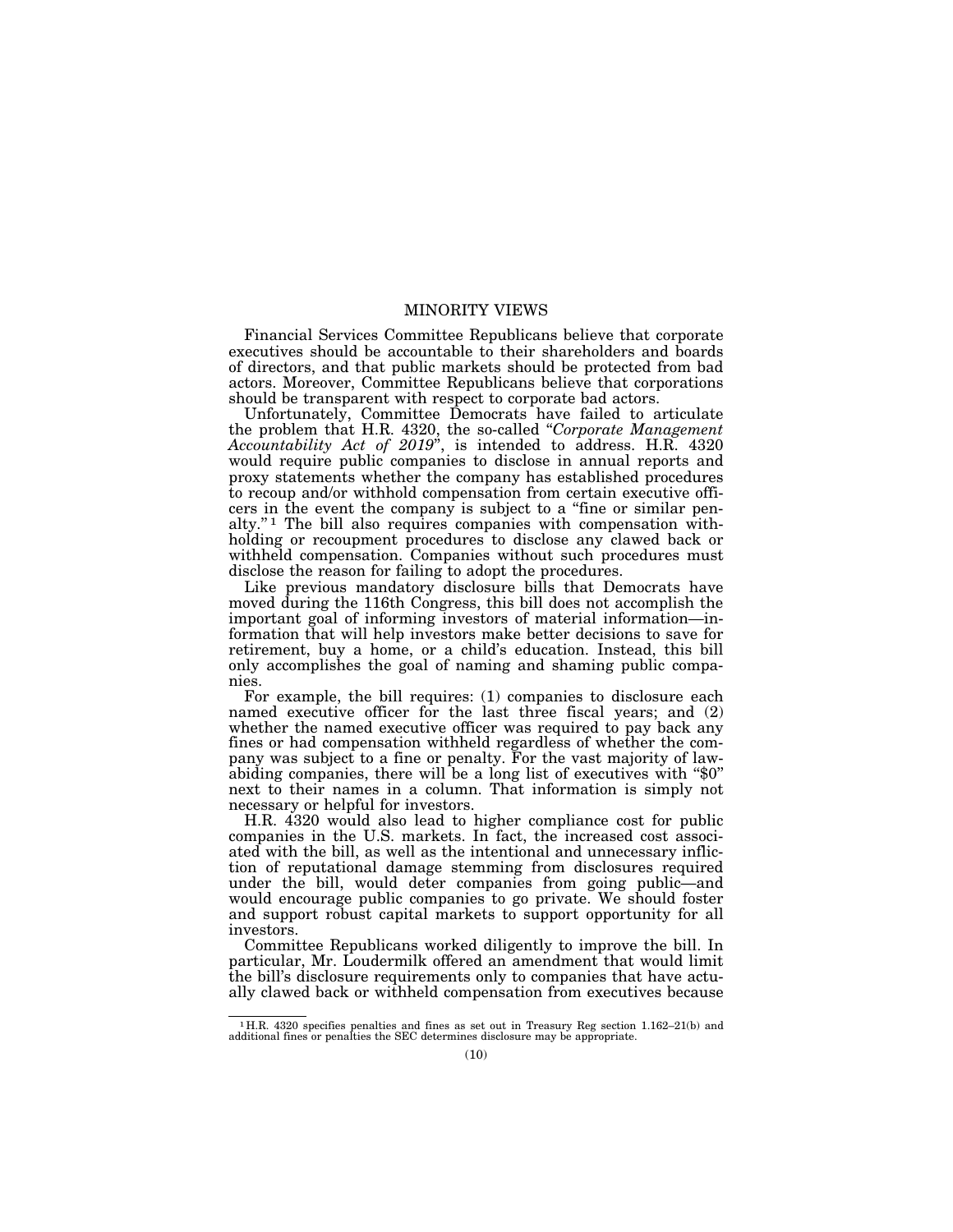## MINORITY VIEWS

Financial Services Committee Republicans believe that corporate executives should be accountable to their shareholders and boards of directors, and that public markets should be protected from bad actors. Moreover, Committee Republicans believe that corporations should be transparent with respect to corporate bad actors.

Unfortunately, Committee Democrats have failed to articulate the problem that H.R. 4320, the so-called "*Corporate Management Accountability Act of 2019*", is intended to address. H.R. 4320 would require public companies to disclose in annual reports and proxy statements whether the company has established procedures to recoup and/or withhold compensation from certain executive officers in the event the company is subject to a "fine or similar penalty."[1] The bill also requires companies with compensation withholding or recoupment procedures to disclose any clawed back or withheld compensation. Companies without such procedures must disclose the reason for failing to adopt the procedures.

Like previous mandatory disclosure bills that Democrats have moved during the 116th Congress, this bill does not accomplish the important goal of informing investors of material information—information that will help investors make better decisions to save for retirement, buy a home, or a child's education. Instead, this bill only accomplishes the goal of naming and shaming public companies.

For example, the bill requires: (1) companies to disclosure each named executive officer for the last three fiscal years; and (2) whether the named executive officer was required to pay back any fines or had compensation withheld regardless of whether the company was subject to a fine or penalty. For the vast majority of law-abiding companies, there will be a long list of executives with "$0" next to their names in a column. That information is simply not necessary or helpful for investors.

H.R. 4320 would also lead to higher compliance cost for public companies in the U.S. markets. In fact, the increased cost associated with the bill, as well as the intentional and unnecessary infliction of reputational damage stemming from disclosures required under the bill, would deter companies from going public—and would encourage public companies to go private. We should foster and support robust capital markets to support opportunity for all investors.

Committee Republicans worked diligently to improve the bill. In particular, Mr. Loudermilk offered an amendment that would limit the bill's disclosure requirements only to companies that have actually clawed back or withheld compensation from executives because

[1] H.R. 4320 specifies penalties and fines as set out in Treasury Reg section 1.162–21(b) and additional fines or penalties the SEC determines disclosure may be appropriate.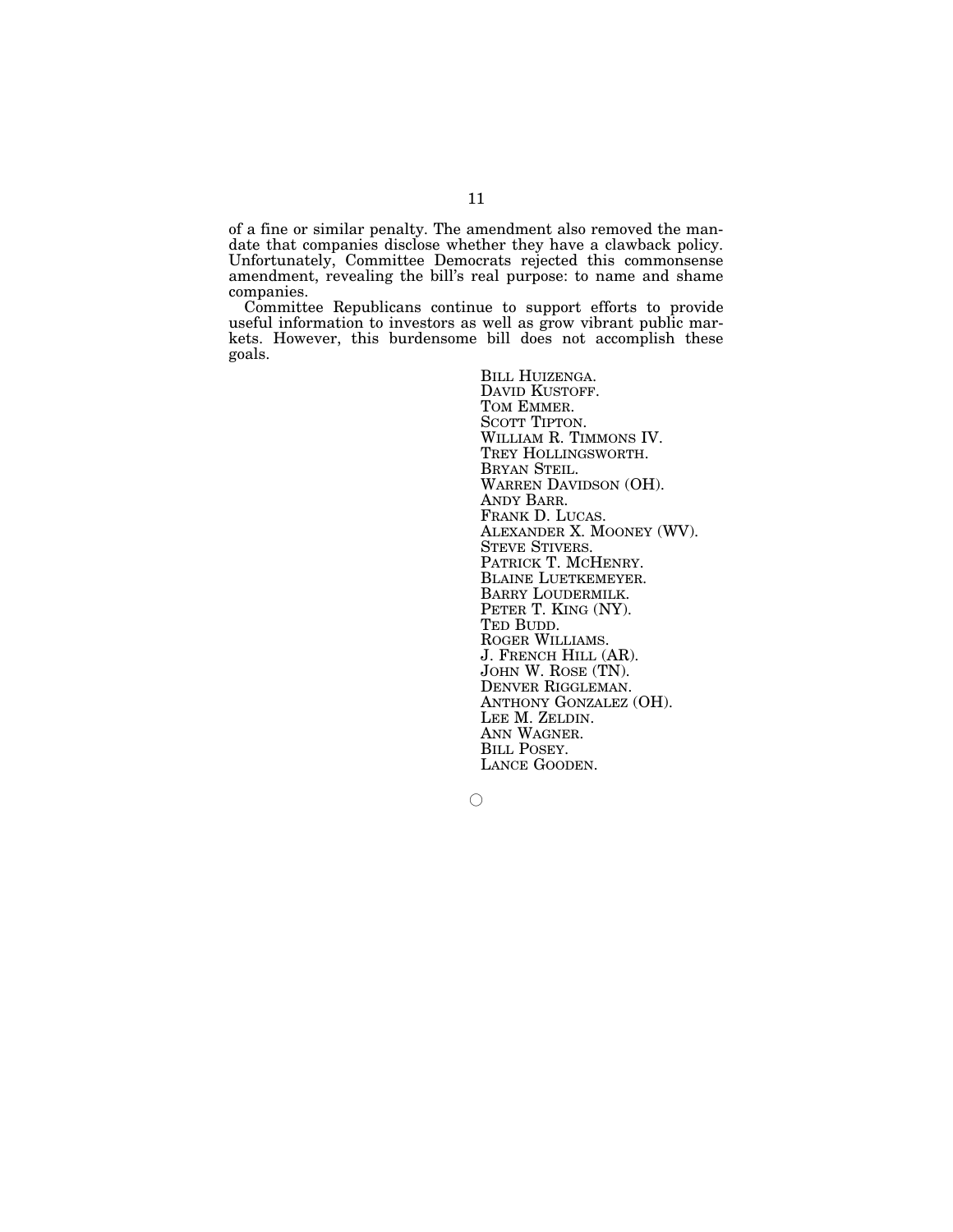of a fine or similar penalty. The amendment also removed the mandate that companies disclose whether they have a clawback policy. Unfortunately, Committee Democrats rejected this commonsense amendment, revealing the bill's real purpose: to name and shame companies.

Committee Republicans continue to support efforts to provide useful information to investors as well as grow vibrant public markets. However, this burdensome bill does not accomplish these goals.

BILL HUIZENGA.
DAVID KUSTOFF.
TOM EMMER.
SCOTT TIPTON.
WILLIAM R. TIMMONS IV.
TREY HOLLINGSWORTH.
BRYAN STEIL.
WARREN DAVIDSON (OH).
ANDY BARR.
FRANK D. LUCAS.
ALEXANDER X. MOONEY (WV).
STEVE STIVERS.
PATRICK T. MCHENRY.
BLAINE LUETKEMEYER.
BARRY LOUDERMILK.
PETER T. KING (NY).
TED BUDD.
ROGER WILLIAMS.
J. FRENCH HILL (AR).
JOHN W. ROSE (TN).
DENVER RIGGLEMAN.
ANTHONY GONZALEZ (OH).
LEE M. ZELDIN.
ANN WAGNER.
BILL POSEY.
LANCE GOODEN.